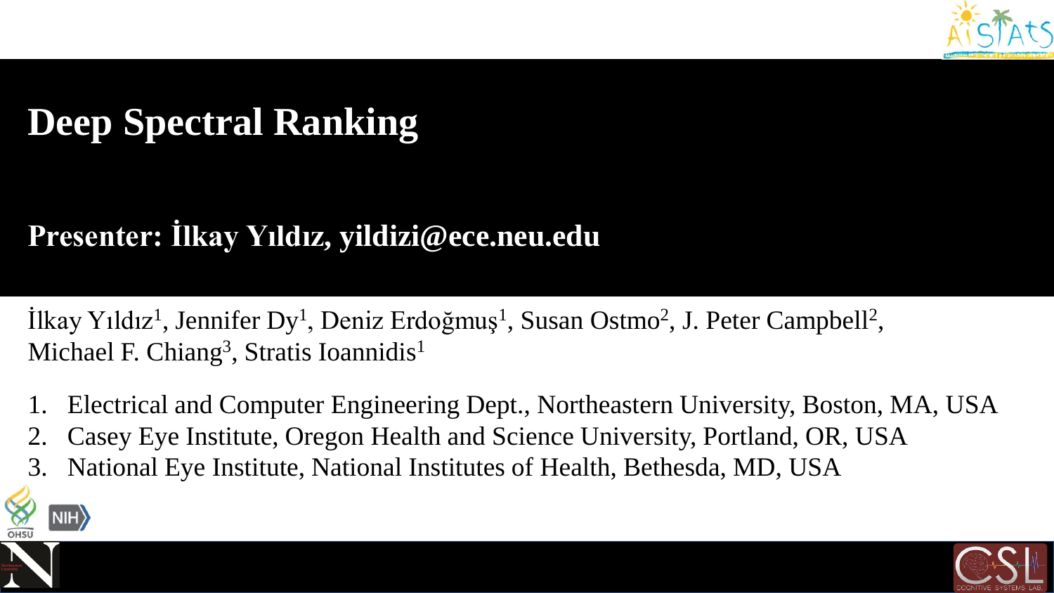# Deep Spectral Ranking

**Presenter: İlkay Yıldız, yildizi@ece.neu.edu**

İlkay Yıldız[1], Jennifer Dy[1], Deniz Erdoğmuş[1], Susan Ostmo[2], J. Peter Campbell[2], Michael F. Chiang[3], Stratis Ioannidis[1]

1. Electrical and Computer Engineering Dept., Northeastern University, Boston, MA, USA
2. Casey Eye Institute, Oregon Health and Science University, Portland, OR, USA
3. National Eye Institute, National Institutes of Health, Bethesda, MD, USA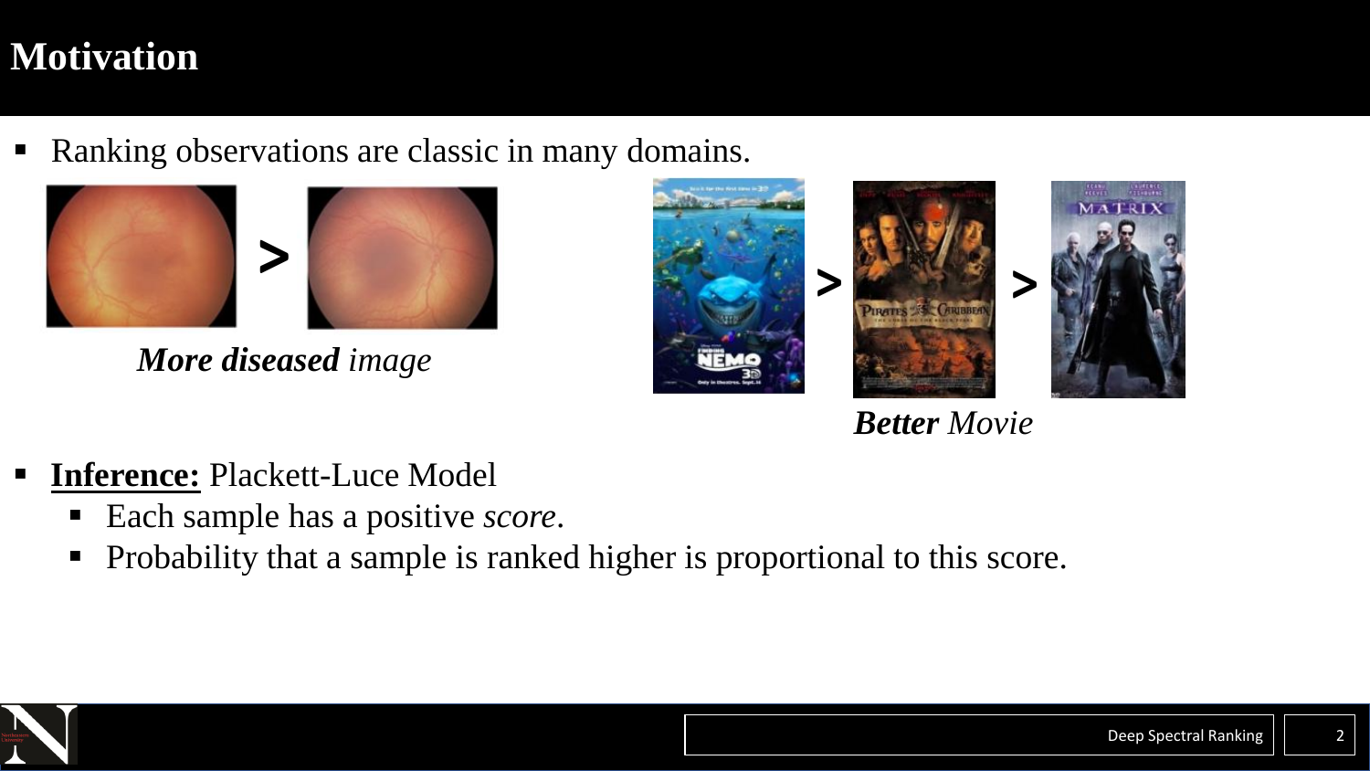# Motivation

- Ranking observations are classic in many domains.

> 

***More diseased** image*

> >

***Better** Movie*

- **Inference:** Plackett-Luce Model
  - Each sample has a positive *score*.
  - Probability that a sample is ranked higher is proportional to this score.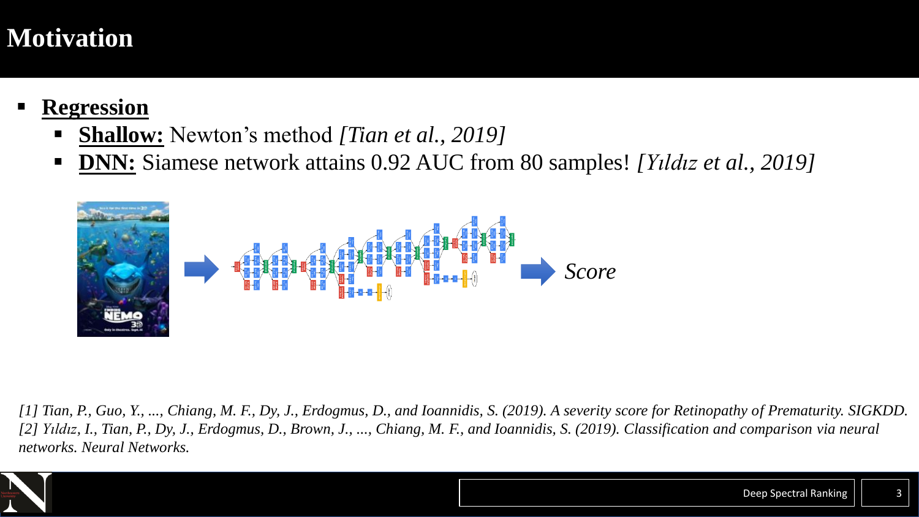# Motivation

- **Regression**
  - **Shallow:** Newton's method *[Tian et al., 2019]*
  - **DNN:** Siamese network attains 0.92 AUC from 80 samples! *[Yıldız et al., 2019]*

*Score*

*[1] Tian, P., Guo, Y., ..., Chiang, M. F., Dy, J., Erdogmus, D., and Ioannidis, S. (2019). A severity score for Retinopathy of Prematurity. SIGKDD.*
*[2] Yıldız, I., Tian, P., Dy, J., Erdogmus, D., Brown, J., ..., Chiang, M. F., and Ioannidis, S. (2019). Classification and comparison via neural networks. Neural Networks.*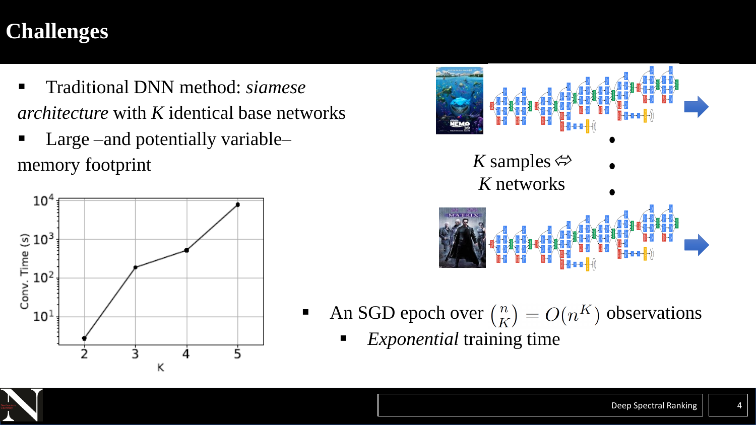# Challenges

- Traditional DNN method: *siamese architecture* with $K$ identical base networks
- Large –and potentially variable– memory footprint

$K$ samples ⇔ $K$ networks

- An SGD epoch over $\binom{n}{K} = O(n^K)$ observations
  - *Exponential* training time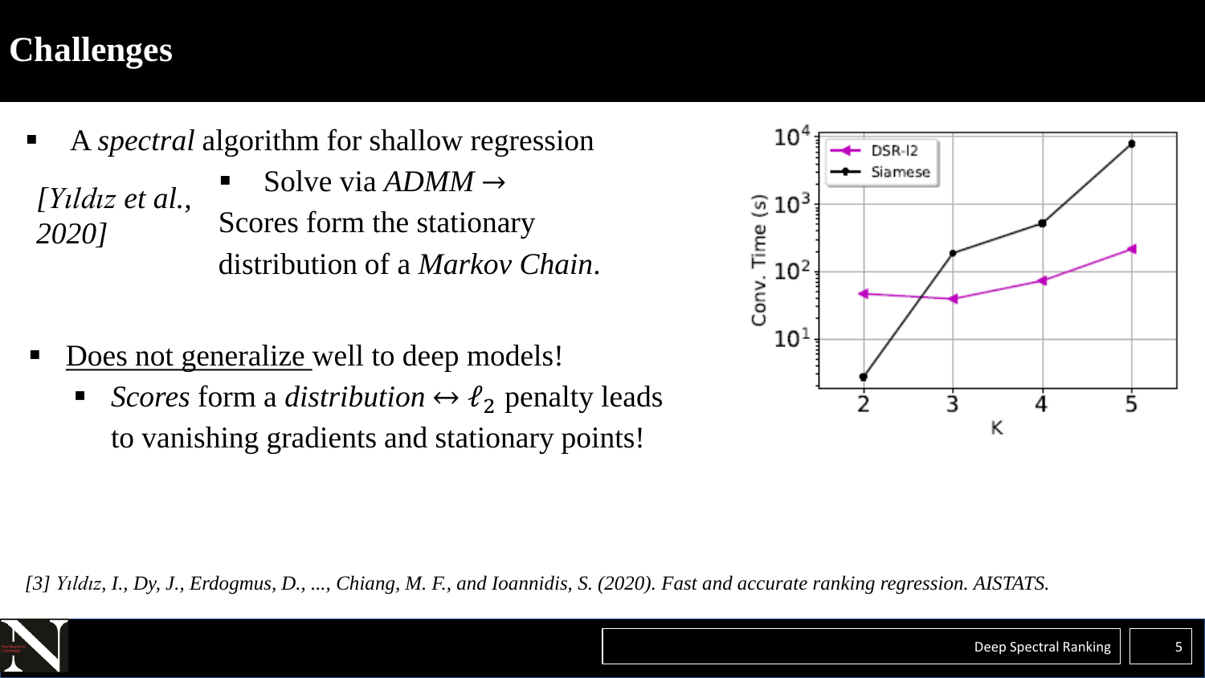# Challenges

- A *spectral* algorithm for shallow regression

  *[Yıldız et al., 2020]*

  - Solve via *ADMM* → Scores form the stationary distribution of a *Markov Chain*.

- Does not generalize well to deep models!
  - *Scores* form a *distribution* ↔ $\ell_2$ penalty leads to vanishing gradients and stationary points!

*[3] Yıldız, I., Dy, J., Erdogmus, D., ..., Chiang, M. F., and Ioannidis, S. (2020). Fast and accurate ranking regression. AISTATS.*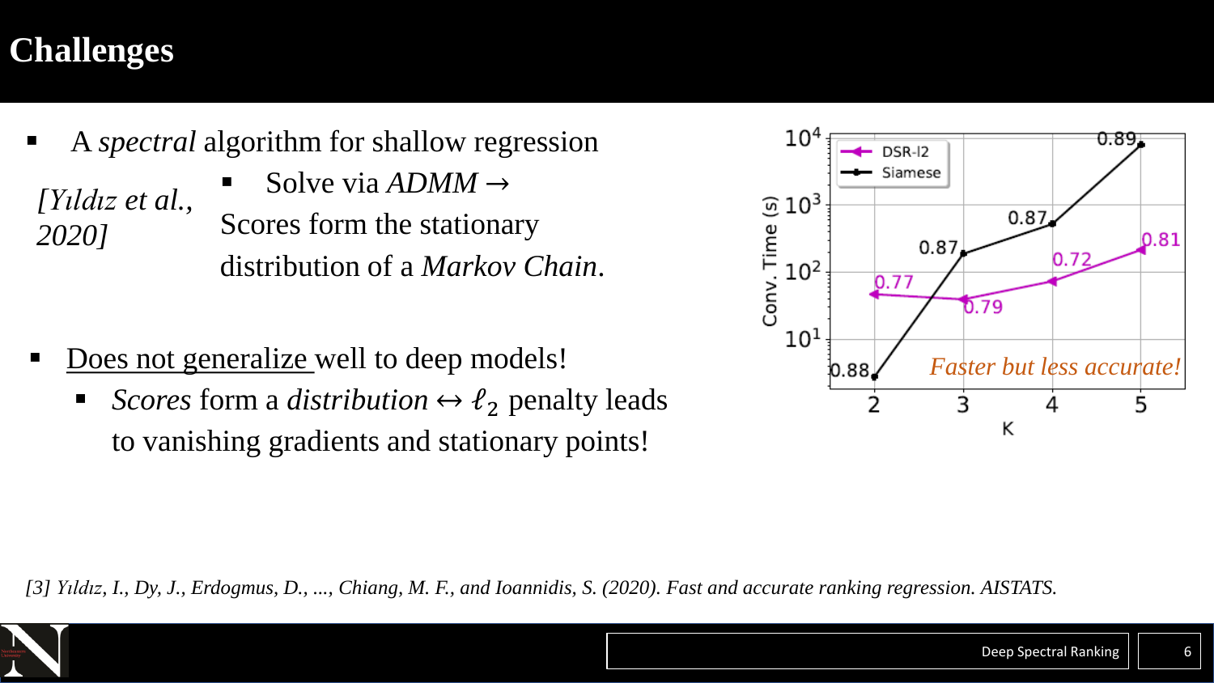# Challenges

- A *spectral* algorithm for shallow regression

*[Yıldız et al., 2020]*

- Solve via *ADMM* → Scores form the stationary distribution of a *Markov Chain*.

- Does not generalize well to deep models!
  - *Scores* form a *distribution* ↔ $\ell_2$ penalty leads to vanishing gradients and stationary points!

*Faster but less accurate!*

[3] *Yıldız, I., Dy, J., Erdogmus, D., ..., Chiang, M. F., and Ioannidis, S. (2020). Fast and accurate ranking regression. AISTATS.*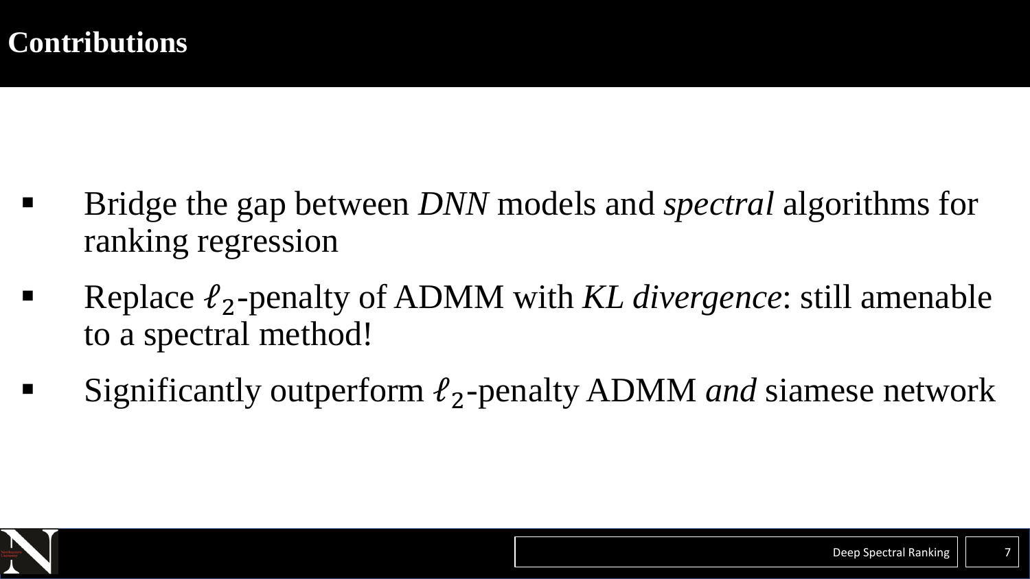# Contributions

- Bridge the gap between *DNN* models and *spectral* algorithms for ranking regression
- Replace $\ell_2$-penalty of ADMM with *KL divergence*: still amenable to a spectral method!
- Significantly outperform $\ell_2$-penalty ADMM *and* siamese network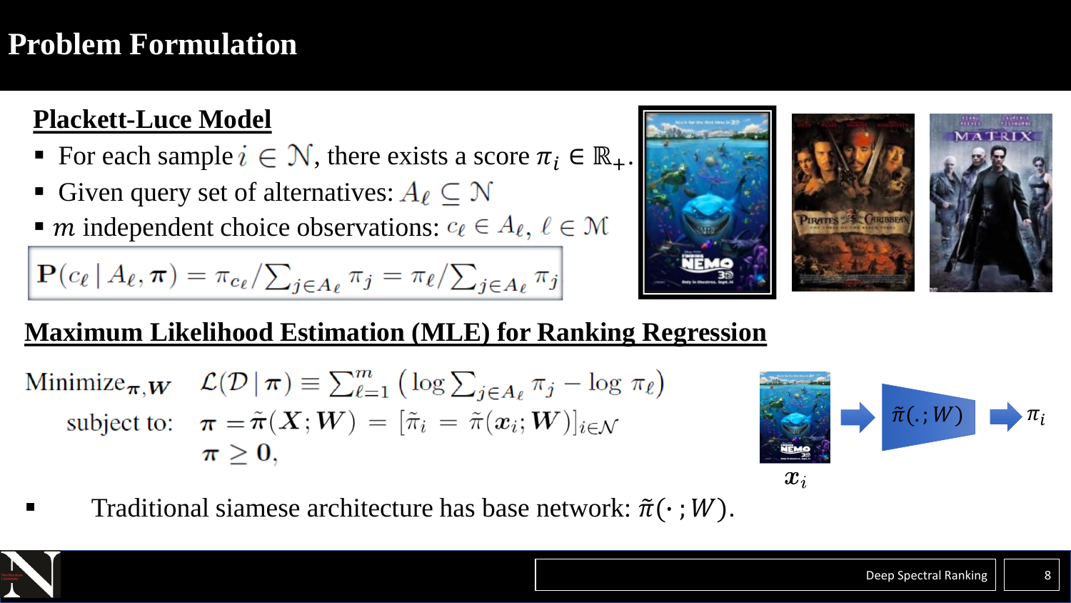# Problem Formulation

## Plackett-Luce Model

- For each sample $i \in \mathcal{N}$, there exists a score $\pi_i \in \mathbb{R}_+$.
- Given query set of alternatives: $A_\ell \subseteq \mathcal{N}$
- $m$ independent choice observations: $c_\ell \in A_\ell$, $\ell \in \mathcal{M}$

$$\mathbf{P}(c_\ell \mid A_\ell, \boldsymbol{\pi}) = \pi_{c_\ell} / \sum_{j \in A_\ell} \pi_j = \pi_\ell / \sum_{j \in A_\ell} \pi_j$$

## Maximum Likelihood Estimation (MLE) for Ranking Regression

$$\begin{aligned} \text{Minimize}_{\boldsymbol{\pi}, \boldsymbol{W}} \quad & \mathcal{L}(\mathcal{D} \mid \boldsymbol{\pi}) \equiv \sum_{\ell=1}^{m} \left( \log \sum_{j \in A_\ell} \pi_j - \log \pi_\ell \right) \\ \text{subject to:} \quad & \boldsymbol{\pi} = \tilde{\boldsymbol{\pi}}(\boldsymbol{X}; \boldsymbol{W}) = [\tilde{\pi}_i = \tilde{\pi}(\boldsymbol{x}_i; \boldsymbol{W})]_{i \in \mathcal{N}} \\ & \boldsymbol{\pi} \geq \mathbf{0}, \end{aligned}$$

$\boldsymbol{x}_i$ → $\tilde{\pi}(.; W)$ → $\pi_i$

- Traditional siamese architecture has base network: $\tilde{\pi}(\cdot\,; W)$.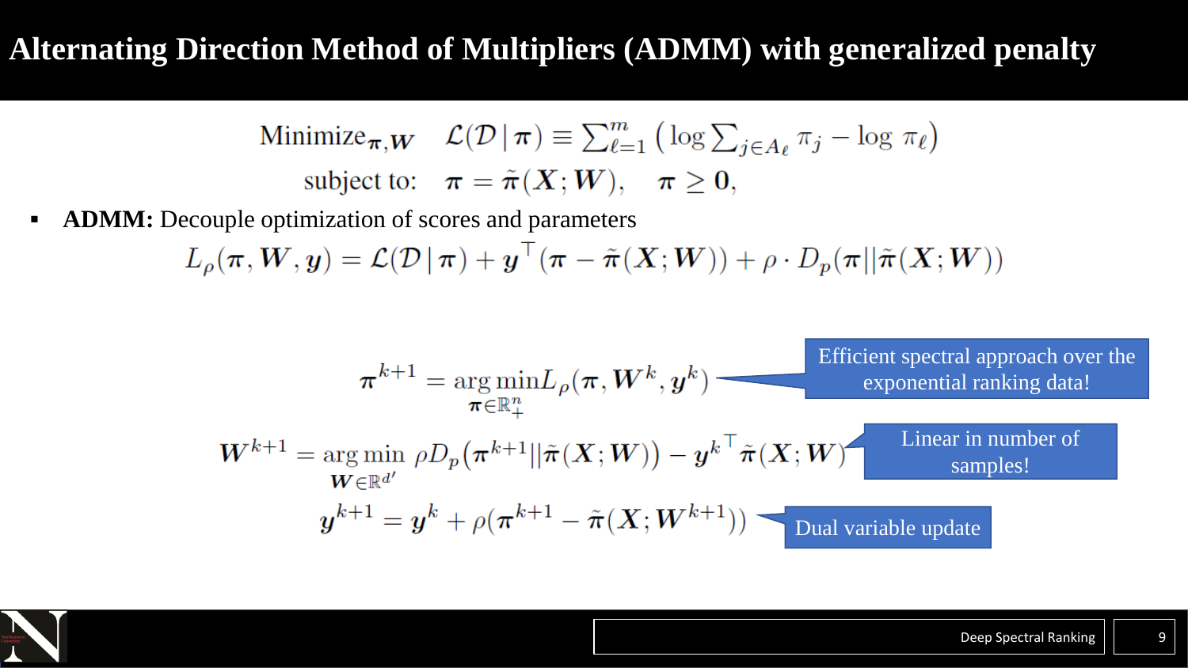# Alternating Direction Method of Multipliers (ADMM) with generalized penalty

$$
\begin{aligned}
\text{Minimize}_{\boldsymbol{\pi}, \boldsymbol{W}} \quad & \mathcal{L}(\mathcal{D} \,|\, \boldsymbol{\pi}) \equiv \sum_{\ell=1}^{m} \left( \log \sum_{j \in A_\ell} \pi_j - \log \, \pi_\ell \right) \\
\text{subject to:} \quad & \boldsymbol{\pi} = \tilde{\boldsymbol{\pi}}(\boldsymbol{X}; \boldsymbol{W}), \quad \boldsymbol{\pi} \geq \mathbf{0},
\end{aligned}
$$

- **ADMM:** Decouple optimization of scores and parameters

$$
L_\rho(\boldsymbol{\pi}, \boldsymbol{W}, \boldsymbol{y}) = \mathcal{L}(\mathcal{D} \,|\, \boldsymbol{\pi}) + \boldsymbol{y}^\top (\boldsymbol{\pi} - \tilde{\boldsymbol{\pi}}(\boldsymbol{X}; \boldsymbol{W})) + \rho \cdot D_p(\boldsymbol{\pi} || \tilde{\boldsymbol{\pi}}(\boldsymbol{X}; \boldsymbol{W}))
$$

$$
\boldsymbol{\pi}^{k+1} = \underset{\boldsymbol{\pi} \in \mathbb{R}_+^n}{\arg\min} L_\rho(\boldsymbol{\pi}, \boldsymbol{W}^k, \boldsymbol{y}^k)
$$

Efficient spectral approach over the exponential ranking data!

$$
\boldsymbol{W}^{k+1} = \underset{\boldsymbol{W} \in \mathbb{R}^{d'}}{\arg\min} \ \rho D_p(\boldsymbol{\pi}^{k+1} || \tilde{\boldsymbol{\pi}}(\boldsymbol{X}; \boldsymbol{W})) - {\boldsymbol{y}^k}^\top \tilde{\boldsymbol{\pi}}(\boldsymbol{X}; \boldsymbol{W})
$$

Linear in number of samples!

$$
\boldsymbol{y}^{k+1} = \boldsymbol{y}^k + \rho(\boldsymbol{\pi}^{k+1} - \tilde{\boldsymbol{\pi}}(\boldsymbol{X}; \boldsymbol{W}^{k+1}))
$$

Dual variable update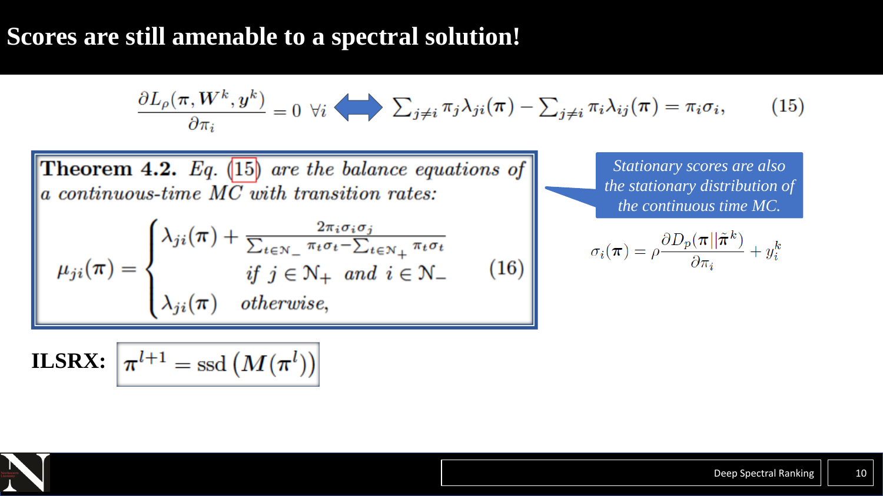# Scores are still amenable to a spectral solution!

$$\frac{\partial L_\rho(\boldsymbol{\pi}, \boldsymbol{W}^k, \boldsymbol{y}^k)}{\partial \pi_i} = 0 \;\; \forall i \iff \sum_{j \neq i} \pi_j \lambda_{ji}(\boldsymbol{\pi}) - \sum_{j \neq i} \pi_i \lambda_{ij}(\boldsymbol{\pi}) = \pi_i \sigma_i, \qquad (15)$$

**Theorem 4.2.** *Eq. (15) are the balance equations of a continuous-time MC with transition rates:*

$$\mu_{ji}(\boldsymbol{\pi}) = \begin{cases} \lambda_{ji}(\boldsymbol{\pi}) + \dfrac{2\pi_i \sigma_i \sigma_j}{\sum_{t \in \mathcal{N}_-} \pi_t \sigma_t - \sum_{t \in \mathcal{N}_+} \pi_t \sigma_t} \\ \quad \text{if } j \in \mathcal{N}_+ \text{ and } i \in \mathcal{N}_- \\ \lambda_{ji}(\boldsymbol{\pi}) \quad \text{otherwise,} \end{cases} \qquad (16)$$

*Stationary scores are also the stationary distribution of the continuous time MC.*

$$\sigma_i(\boldsymbol{\pi}) = \rho \frac{\partial D_p(\boldsymbol{\pi} \| \tilde{\boldsymbol{\pi}}^k)}{\partial \pi_i} + y_i^k$$

**ILSRX:** $\boldsymbol{\pi}^{l+1} = \text{ssd}\left(\boldsymbol{M}(\boldsymbol{\pi}^l)\right)$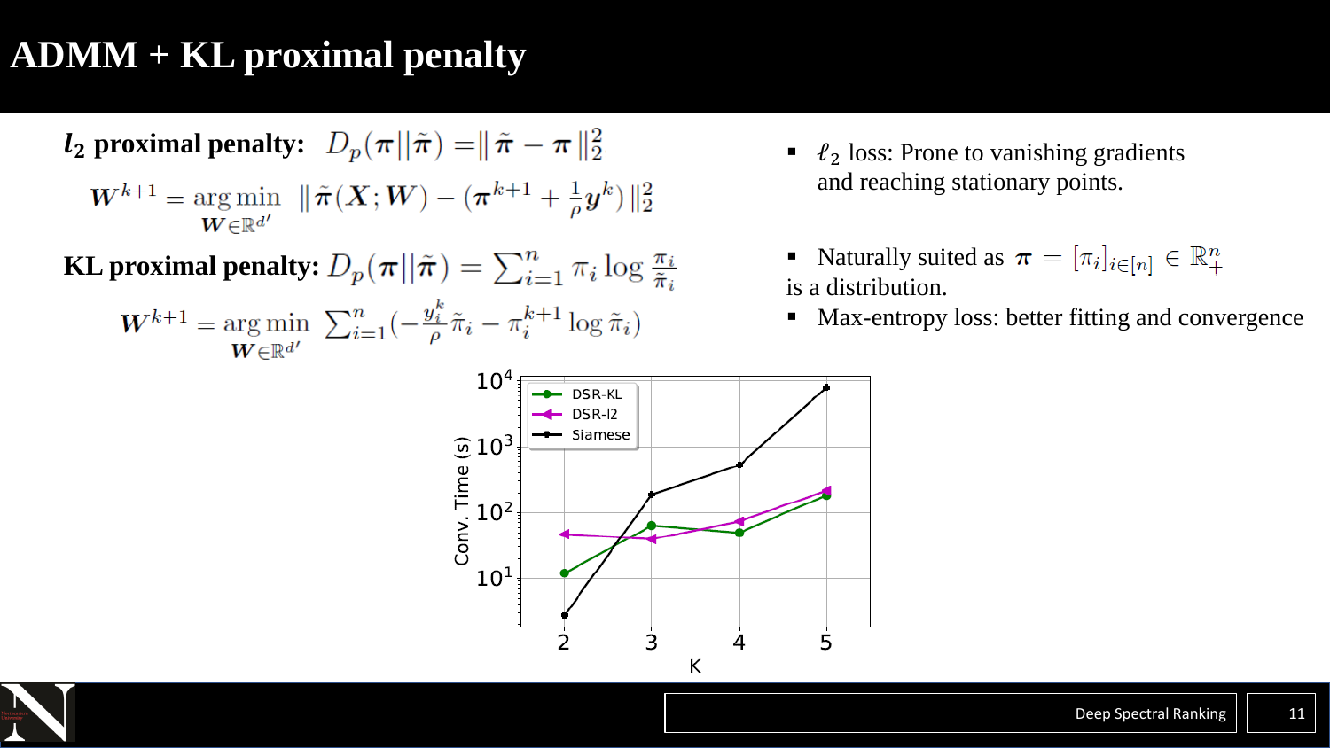# ADMM + KL proximal penalty

**$l_2$ proximal penalty:** $D_p(\boldsymbol{\pi}||\tilde{\boldsymbol{\pi}}) = \| \tilde{\boldsymbol{\pi}} - \boldsymbol{\pi} \|_2^2$

$$\boldsymbol{W}^{k+1} = \underset{\boldsymbol{W} \in \mathbb{R}^{d'}}{\arg\min} \; \| \tilde{\boldsymbol{\pi}}(\boldsymbol{X}; \boldsymbol{W}) - (\boldsymbol{\pi}^{k+1} + \tfrac{1}{\rho}\boldsymbol{y}^k) \|_2^2$$

**KL proximal penalty:** $D_p(\boldsymbol{\pi}||\tilde{\boldsymbol{\pi}}) = \sum_{i=1}^{n} \pi_i \log \frac{\pi_i}{\tilde{\pi}_i}$

$$\boldsymbol{W}^{k+1} = \underset{\boldsymbol{W} \in \mathbb{R}^{d'}}{\arg\min} \; \sum_{i=1}^{n} \left(-\frac{y_i^k}{\rho}\tilde{\pi}_i - \pi_i^{k+1} \log \tilde{\pi}_i\right)$$

- $\ell_2$ loss: Prone to vanishing gradients and reaching stationary points.
- Naturally suited as $\boldsymbol{\pi} = [\pi_i]_{i \in [n]} \in \mathbb{R}_+^n$ is a distribution.
- Max-entropy loss: better fitting and convergence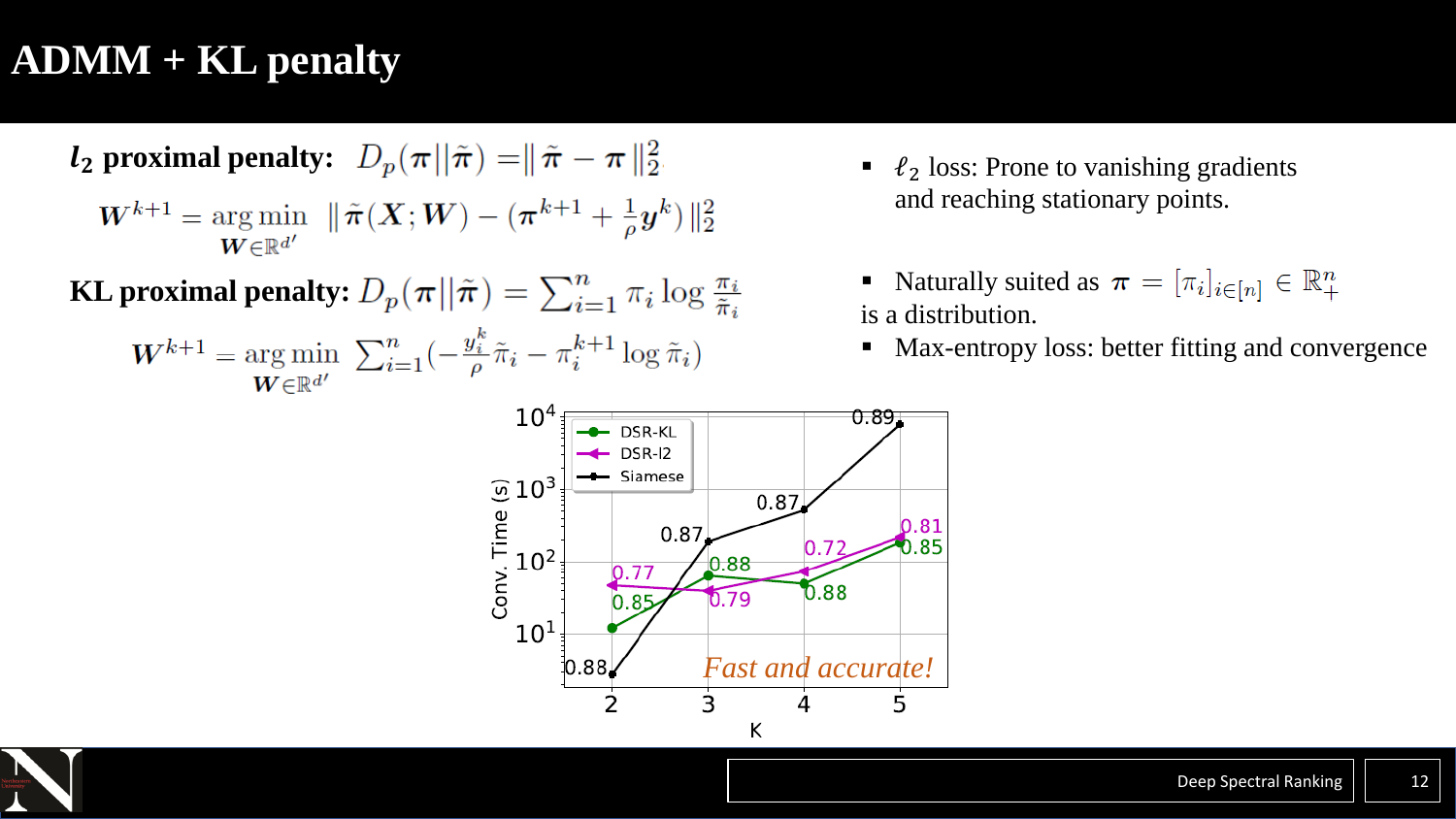# ADMM + KL penalty

**$l_2$ proximal penalty:** $D_p(\boldsymbol{\pi}||\tilde{\boldsymbol{\pi}}) = \| \tilde{\boldsymbol{\pi}} - \boldsymbol{\pi} \|_2^2$

$$\boldsymbol{W}^{k+1} = \underset{\boldsymbol{W} \in \mathbb{R}^{d'}}{\arg\min} \ \| \tilde{\boldsymbol{\pi}}(\boldsymbol{X}; \boldsymbol{W}) - (\boldsymbol{\pi}^{k+1} + \tfrac{1}{\rho}\boldsymbol{y}^k) \|_2^2$$

**KL proximal penalty:** $D_p(\boldsymbol{\pi}||\tilde{\boldsymbol{\pi}}) = \sum_{i=1}^n \pi_i \log \frac{\pi_i}{\tilde{\pi}_i}$

$$\boldsymbol{W}^{k+1} = \underset{\boldsymbol{W} \in \mathbb{R}^{d'}}{\arg\min} \ \sum_{i=1}^n \left(-\tfrac{y_i^k}{\rho}\tilde{\pi}_i - \pi_i^{k+1} \log \tilde{\pi}_i\right)$$

- $\ell_2$ loss: Prone to vanishing gradients and reaching stationary points.

- Naturally suited as $\boldsymbol{\pi} = [\pi_i]_{i \in [n]} \in \mathbb{R}_+^n$ is a distribution.
- Max-entropy loss: better fitting and convergence

*Fast and accurate!*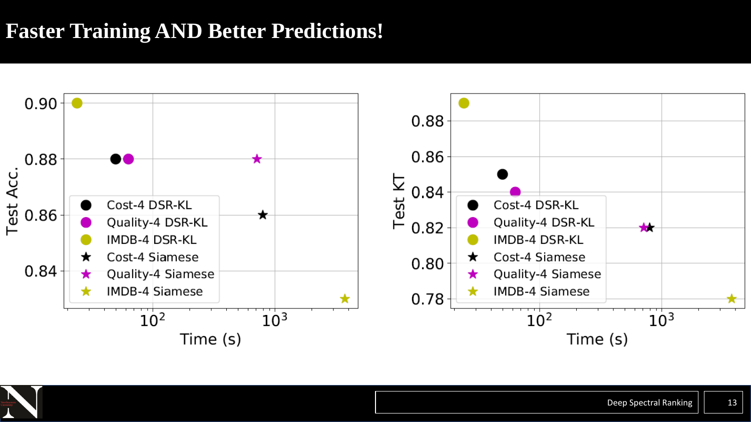# Faster Training AND Better Predictions!

Test Acc. vs. Time (s)

Test KT vs. Time (s)

Legend: Cost-4 DSR-KL, Quality-4 DSR-KL, IMDB-4 DSR-KL, Cost-4 Siamese, Quality-4 Siamese, IMDB-4 Siamese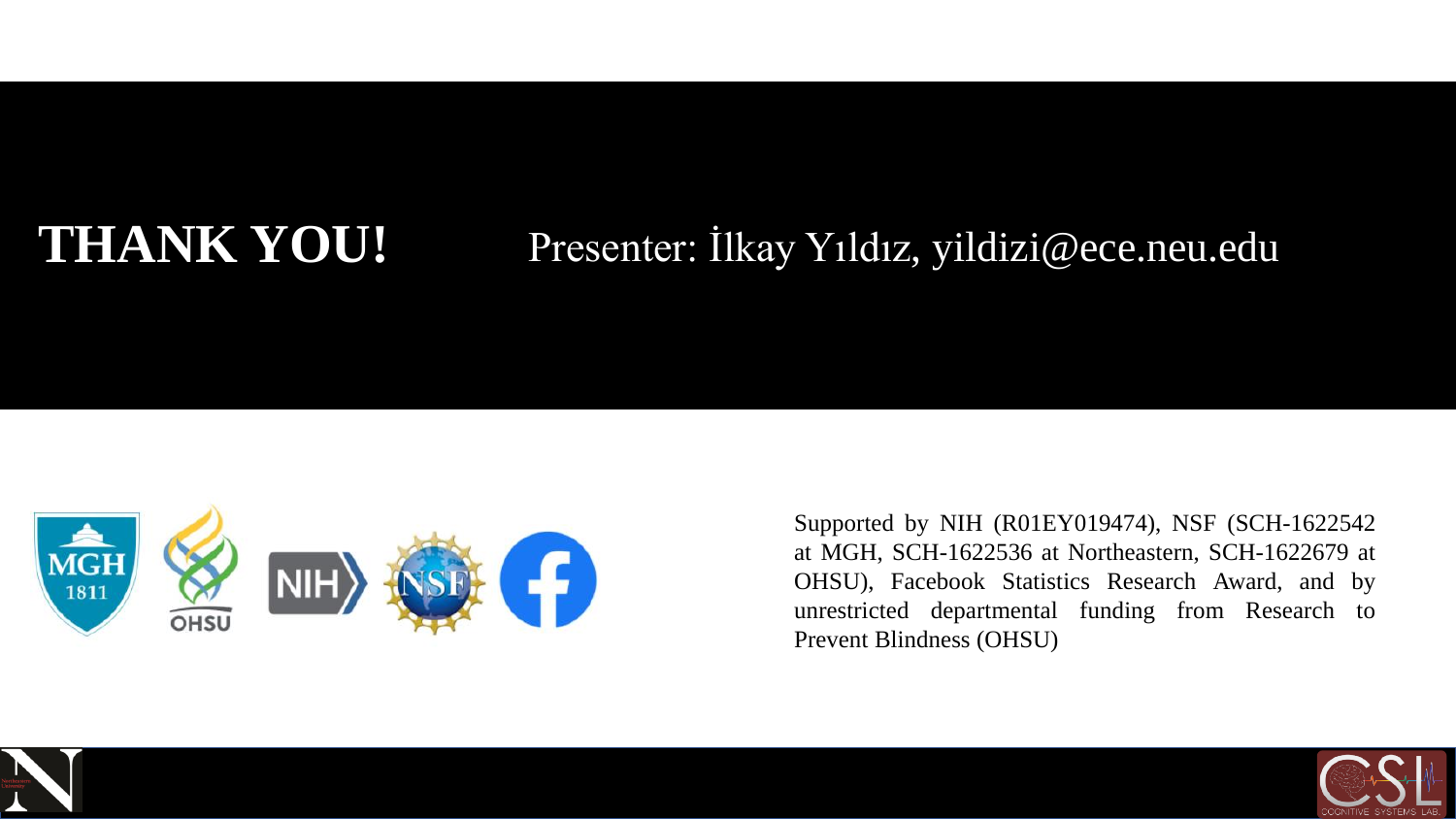# THANK YOU!

Presenter: İlkay Yıldız, yildizi@ece.neu.edu

Supported by NIH (R01EY019474), NSF (SCH-1622542 at MGH, SCH-1622536 at Northeastern, SCH-1622679 at OHSU), Facebook Statistics Research Award, and by unrestricted departmental funding from Research to Prevent Blindness (OHSU)